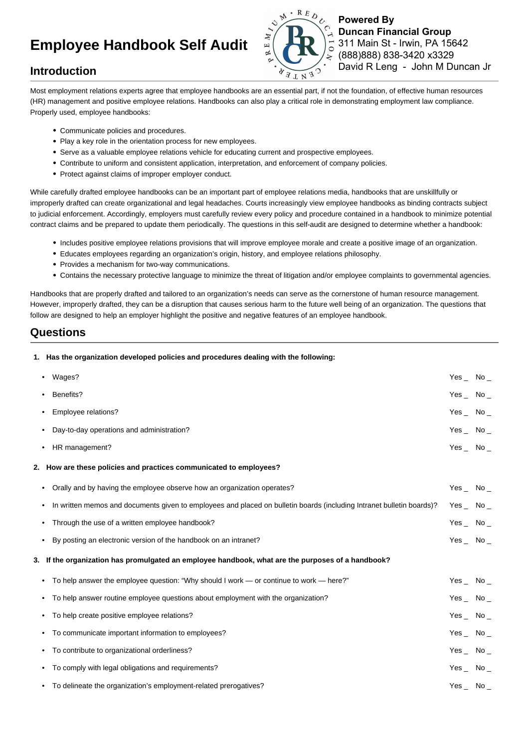# Employee Handbook Self Audit

**Powered By**
**Duncan Financial Group**
311 Main St - Irwin, PA 15642
(888)888) 838-3420 x3329
David R Leng - John M Duncan Jr

## Introduction

Most employment relations experts agree that employee handbooks are an essential part, if not the foundation, of effective human resources (HR) management and positive employee relations. Handbooks can also play a critical role in demonstrating employment law compliance. Properly used, employee handbooks:

- Communicate policies and procedures.
- Play a key role in the orientation process for new employees.
- Serve as a valuable employee relations vehicle for educating current and prospective employees.
- Contribute to uniform and consistent application, interpretation, and enforcement of company policies.
- Protect against claims of improper employer conduct.

While carefully drafted employee handbooks can be an important part of employee relations media, handbooks that are unskillfully or improperly drafted can create organizational and legal headaches. Courts increasingly view employee handbooks as binding contracts subject to judicial enforcement. Accordingly, employers must carefully review every policy and procedure contained in a handbook to minimize potential contract claims and be prepared to update them periodically. The questions in this self-audit are designed to determine whether a handbook:

- Includes positive employee relations provisions that will improve employee morale and create a positive image of an organization.
- Educates employees regarding an organization's origin, history, and employee relations philosophy.
- Provides a mechanism for two-way communications.
- Contains the necessary protective language to minimize the threat of litigation and/or employee complaints to governmental agencies.

Handbooks that are properly drafted and tailored to an organization's needs can serve as the cornerstone of human resource management. However, improperly drafted, they can be a disruption that causes serious harm to the future well being of an organization. The questions that follow are designed to help an employer highlight the positive and negative features of an employee handbook.

## Questions

1. **Has the organization developed policies and procedures dealing with the following:**
   - Wages? Yes _ No _
   - Benefits? Yes _ No _
   - Employee relations? Yes _ No _
   - Day-to-day operations and administration? Yes _ No _
   - HR management? Yes _ No _

2. **How are these policies and practices communicated to employees?**
   - Orally and by having the employee observe how an organization operates? Yes _ No _
   - In written memos and documents given to employees and placed on bulletin boards (including Intranet bulletin boards)? Yes _ No _
   - Through the use of a written employee handbook? Yes _ No _
   - By posting an electronic version of the handbook on an intranet? Yes _ No _

3. **If the organization has promulgated an employee handbook, what are the purposes of a handbook?**
   - To help answer the employee question: "Why should I work — or continue to work — here?" Yes _ No _
   - To help answer routine employee questions about employment with the organization? Yes _ No _
   - To help create positive employee relations? Yes _ No _
   - To communicate important information to employees? Yes _ No _
   - To contribute to organizational orderliness? Yes _ No _
   - To comply with legal obligations and requirements? Yes _ No _
   - To delineate the organization's employment-related prerogatives? Yes _ No _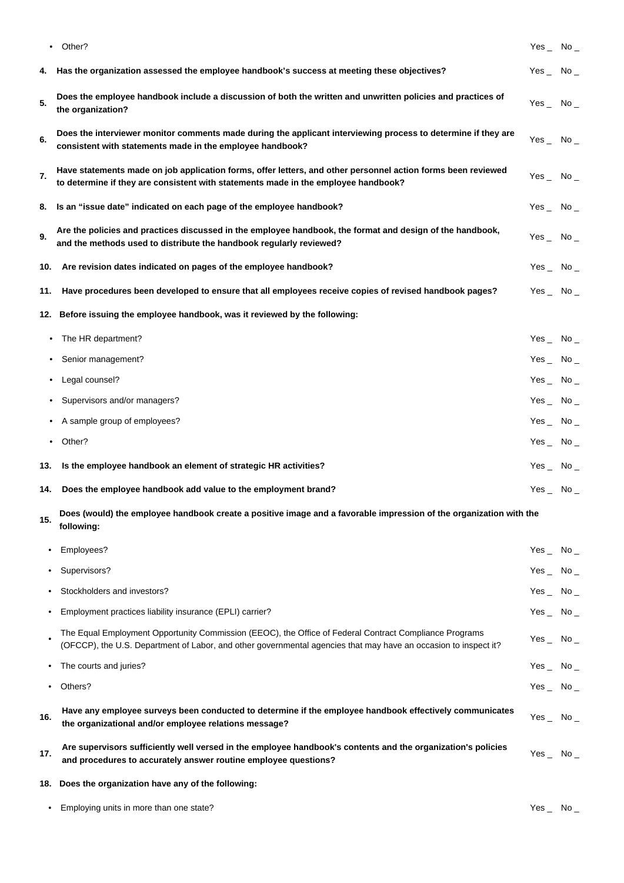- Other? Yes _ No _

**4. Has the organization assessed the employee handbook's success at meeting these objectives?** Yes _ No _

**5. Does the employee handbook include a discussion of both the written and unwritten policies and practices of the organization?** Yes _ No _

**6. Does the interviewer monitor comments made during the applicant interviewing process to determine if they are consistent with statements made in the employee handbook?** Yes _ No _

**7. Have statements made on job application forms, offer letters, and other personnel action forms been reviewed to determine if they are consistent with statements made in the employee handbook?** Yes _ No _

**8. Is an "issue date" indicated on each page of the employee handbook?** Yes _ No _

**9. Are the policies and practices discussed in the employee handbook, the format and design of the handbook, and the methods used to distribute the handbook regularly reviewed?** Yes _ No _

**10. Are revision dates indicated on pages of the employee handbook?** Yes _ No _

**11. Have procedures been developed to ensure that all employees receive copies of revised handbook pages?** Yes _ No _

**12. Before issuing the employee handbook, was it reviewed by the following:**

- The HR department? Yes _ No _
- Senior management? Yes _ No _
- Legal counsel? Yes _ No _
- Supervisors and/or managers? Yes _ No _
- A sample group of employees? Yes _ No _
- Other? Yes _ No _

**13. Is the employee handbook an element of strategic HR activities?** Yes _ No _

**14. Does the employee handbook add value to the employment brand?** Yes _ No _

**15. Does (would) the employee handbook create a positive image and a favorable impression of the organization with the following:**

- Employees? Yes _ No _
- Supervisors? Yes _ No _
- Stockholders and investors? Yes _ No _
- Employment practices liability insurance (EPLI) carrier? Yes _ No _
- The Equal Employment Opportunity Commission (EEOC), the Office of Federal Contract Compliance Programs (OFCCP), the U.S. Department of Labor, and other governmental agencies that may have an occasion to inspect it? Yes _ No _
- The courts and juries? Yes _ No _
- Others? Yes _ No _

**16. Have any employee surveys been conducted to determine if the employee handbook effectively communicates the organizational and/or employee relations message?** Yes _ No _

**17. Are supervisors sufficiently well versed in the employee handbook's contents and the organization's policies and procedures to accurately answer routine employee questions?** Yes _ No _

**18. Does the organization have any of the following:**

- Employing units in more than one state? Yes _ No _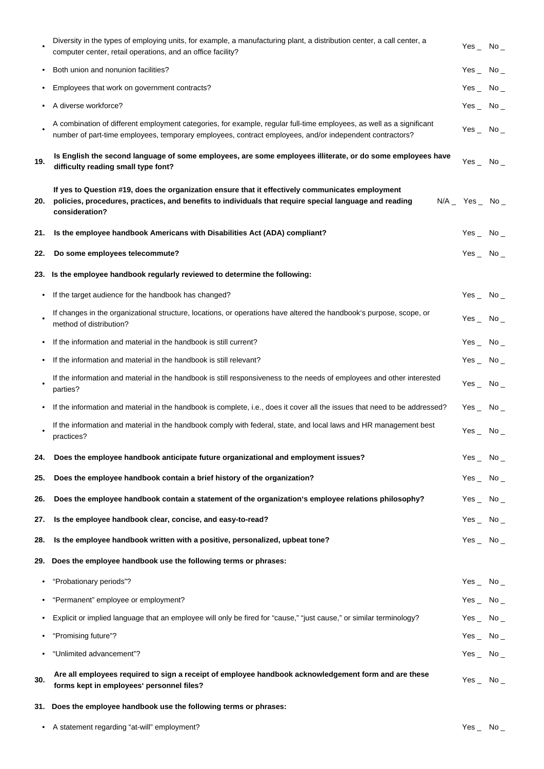- Diversity in the types of employing units, for example, a manufacturing plant, a distribution center, a call center, a computer center, retail operations, and an office facility? Yes _ No _
- Both union and nonunion facilities? Yes _ No _
- Employees that work on government contracts? Yes _ No _
- A diverse workforce? Yes _ No _
- A combination of different employment categories, for example, regular full-time employees, as well as a significant number of part-time employees, temporary employees, contract employees, and/or independent contractors? Yes _ No _

**19. Is English the second language of some employees, are some employees illiterate, or do some employees have difficulty reading small type font?** Yes _ No _

**20. If yes to Question #19, does the organization ensure that it effectively communicates employment policies, procedures, practices, and benefits to individuals that require special language and reading consideration?** N/A _ Yes _ No _

**21. Is the employee handbook Americans with Disabilities Act (ADA) compliant?** Yes _ No _

**22. Do some employees telecommute?** Yes _ No _

**23. Is the employee handbook regularly reviewed to determine the following:**

- If the target audience for the handbook has changed? Yes _ No _
- If changes in the organizational structure, locations, or operations have altered the handbook's purpose, scope, or method of distribution? Yes _ No _
- If the information and material in the handbook is still current? Yes _ No _
- If the information and material in the handbook is still relevant? Yes _ No _
- If the information and material in the handbook is still responsiveness to the needs of employees and other interested parties? Yes _ No _
- If the information and material in the handbook is complete, i.e., does it cover all the issues that need to be addressed? Yes _ No _
- If the information and material in the handbook comply with federal, state, and local laws and HR management best practices? Yes _ No _

**24. Does the employee handbook anticipate future organizational and employment issues?** Yes _ No _

**25. Does the employee handbook contain a brief history of the organization?** Yes _ No _

**26. Does the employee handbook contain a statement of the organization's employee relations philosophy?** Yes _ No _

**27. Is the employee handbook clear, concise, and easy-to-read?** Yes _ No _

**28. Is the employee handbook written with a positive, personalized, upbeat tone?** Yes _ No _

**29. Does the employee handbook use the following terms or phrases:**

- "Probationary periods"? Yes _ No _
- "Permanent" employee or employment? Yes _ No _
- Explicit or implied language that an employee will only be fired for "cause," "just cause," or similar terminology? Yes _ No _
- "Promising future"? Yes _ No _
- "Unlimited advancement"? Yes _ No _

**30. Are all employees required to sign a receipt of employee handbook acknowledgement form and are these forms kept in employees' personnel files?** Yes _ No _

**31. Does the employee handbook use the following terms or phrases:**

- A statement regarding "at-will" employment? Yes _ No _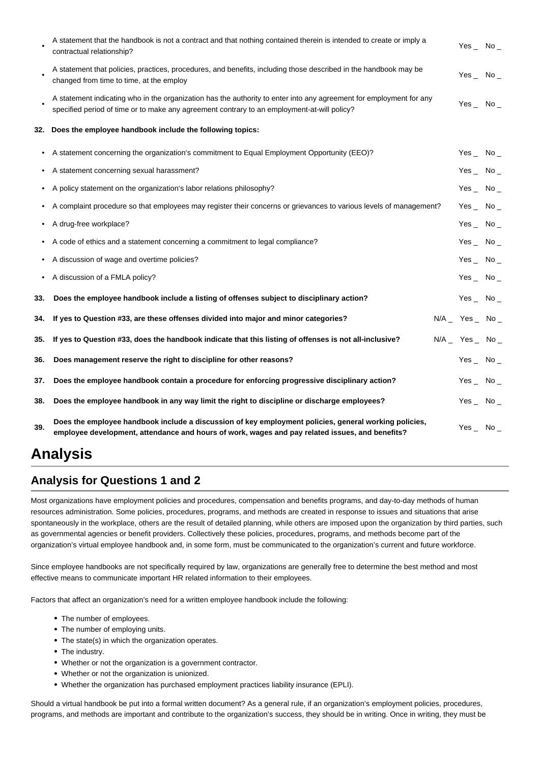- A statement that the handbook is not a contract and that nothing contained therein is intended to create or imply a contractual relationship? Yes _ No _
- A statement that policies, practices, procedures, and benefits, including those described in the handbook may be changed from time to time, at the employ Yes _ No _
- A statement indicating who in the organization has the authority to enter into any agreement for employment for any specified period of time or to make any agreement contrary to an employment-at-will policy? Yes _ No _

**32. Does the employee handbook include the following topics:**

- A statement concerning the organization's commitment to Equal Employment Opportunity (EEO)? Yes _ No _
- A statement concerning sexual harassment? Yes _ No _
- A policy statement on the organization's labor relations philosophy? Yes _ No _
- A complaint procedure so that employees may register their concerns or grievances to various levels of management? Yes _ No _
- A drug-free workplace? Yes _ No _
- A code of ethics and a statement concerning a commitment to legal compliance? Yes _ No _
- A discussion of wage and overtime policies? Yes _ No _
- A discussion of a FMLA policy? Yes _ No _

**33. Does the employee handbook include a listing of offenses subject to disciplinary action?** Yes _ No _

**34. If yes to Question #33, are these offenses divided into major and minor categories?** N/A _ Yes _ No _

**35. If yes to Question #33, does the handbook indicate that this listing of offenses is not all-inclusive?** N/A _ Yes _ No _

**36. Does management reserve the right to discipline for other reasons?** Yes _ No _

**37. Does the employee handbook contain a procedure for enforcing progressive disciplinary action?** Yes _ No _

**38. Does the employee handbook in any way limit the right to discipline or discharge employees?** Yes _ No _

**39. Does the employee handbook include a discussion of key employment policies, general working policies, employee development, attendance and hours of work, wages and pay related issues, and benefits?** Yes _ No _

# Analysis

## Analysis for Questions 1 and 2

Most organizations have employment policies and procedures, compensation and benefits programs, and day-to-day methods of human resources administration. Some policies, procedures, programs, and methods are created in response to issues and situations that arise spontaneously in the workplace, others are the result of detailed planning, while others are imposed upon the organization by third parties, such as governmental agencies or benefit providers. Collectively these policies, procedures, programs, and methods become part of the organization's virtual employee handbook and, in some form, must be communicated to the organization's current and future workforce.

Since employee handbooks are not specifically required by law, organizations are generally free to determine the best method and most effective means to communicate important HR related information to their employees.

Factors that affect an organization's need for a written employee handbook include the following:

- The number of employees.
- The number of employing units.
- The state(s) in which the organization operates.
- The industry.
- Whether or not the organization is a government contractor.
- Whether or not the organization is unionized.
- Whether the organization has purchased employment practices liability insurance (EPLI).

Should a virtual handbook be put into a formal written document? As a general rule, if an organization's employment policies, procedures, programs, and methods are important and contribute to the organization's success, they should be in writing. Once in writing, they must be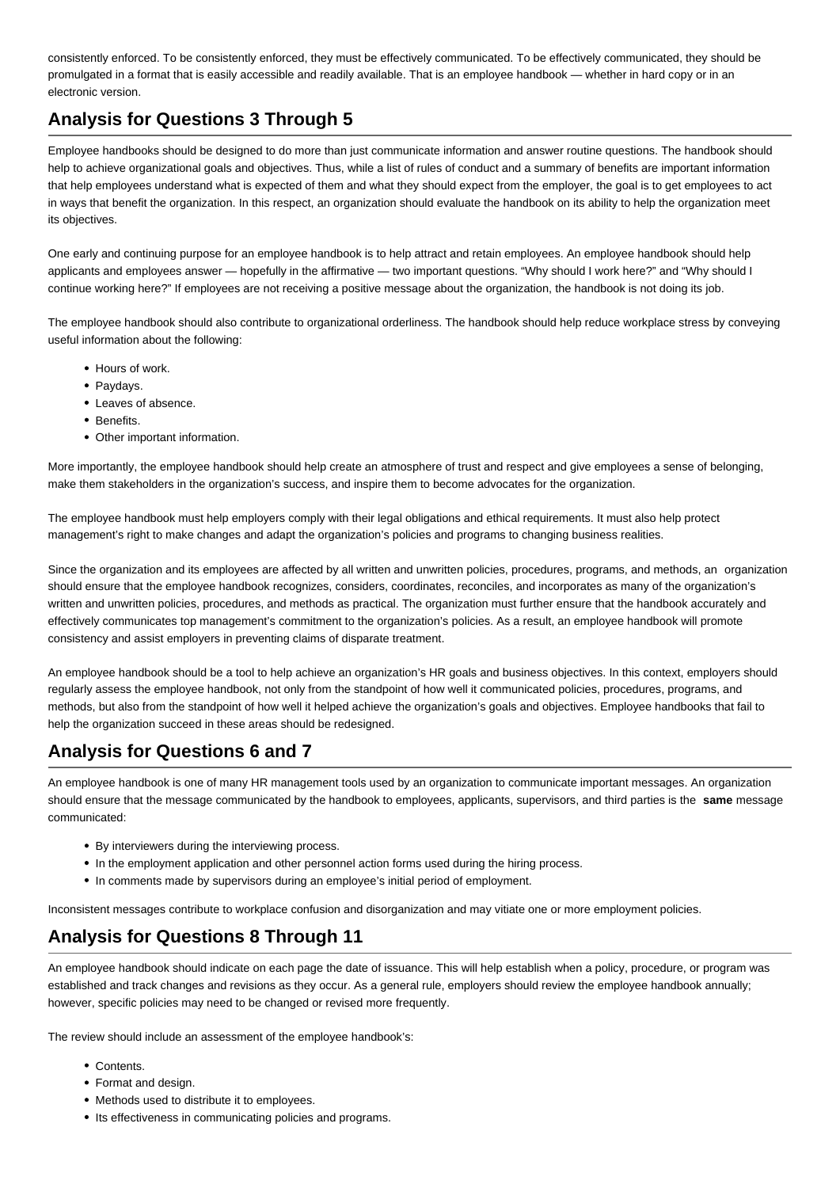consistently enforced. To be consistently enforced, they must be effectively communicated. To be effectively communicated, they should be promulgated in a format that is easily accessible and readily available. That is an employee handbook — whether in hard copy or in an electronic version.

## Analysis for Questions 3 Through 5

Employee handbooks should be designed to do more than just communicate information and answer routine questions. The handbook should help to achieve organizational goals and objectives. Thus, while a list of rules of conduct and a summary of benefits are important information that help employees understand what is expected of them and what they should expect from the employer, the goal is to get employees to act in ways that benefit the organization. In this respect, an organization should evaluate the handbook on its ability to help the organization meet its objectives.

One early and continuing purpose for an employee handbook is to help attract and retain employees. An employee handbook should help applicants and employees answer — hopefully in the affirmative — two important questions. "Why should I work here?" and "Why should I continue working here?" If employees are not receiving a positive message about the organization, the handbook is not doing its job.

The employee handbook should also contribute to organizational orderliness. The handbook should help reduce workplace stress by conveying useful information about the following:

- Hours of work.
- Paydays.
- Leaves of absence.
- Benefits.
- Other important information.

More importantly, the employee handbook should help create an atmosphere of trust and respect and give employees a sense of belonging, make them stakeholders in the organization's success, and inspire them to become advocates for the organization.

The employee handbook must help employers comply with their legal obligations and ethical requirements. It must also help protect management's right to make changes and adapt the organization's policies and programs to changing business realities.

Since the organization and its employees are affected by all written and unwritten policies, procedures, programs, and methods, an organization should ensure that the employee handbook recognizes, considers, coordinates, reconciles, and incorporates as many of the organization's written and unwritten policies, procedures, and methods as practical. The organization must further ensure that the handbook accurately and effectively communicates top management's commitment to the organization's policies. As a result, an employee handbook will promote consistency and assist employers in preventing claims of disparate treatment.

An employee handbook should be a tool to help achieve an organization's HR goals and business objectives. In this context, employers should regularly assess the employee handbook, not only from the standpoint of how well it communicated policies, procedures, programs, and methods, but also from the standpoint of how well it helped achieve the organization's goals and objectives. Employee handbooks that fail to help the organization succeed in these areas should be redesigned.

## Analysis for Questions 6 and 7

An employee handbook is one of many HR management tools used by an organization to communicate important messages. An organization should ensure that the message communicated by the handbook to employees, applicants, supervisors, and third parties is the **same** message communicated:

- By interviewers during the interviewing process.
- In the employment application and other personnel action forms used during the hiring process.
- In comments made by supervisors during an employee's initial period of employment.

Inconsistent messages contribute to workplace confusion and disorganization and may vitiate one or more employment policies.

## Analysis for Questions 8 Through 11

An employee handbook should indicate on each page the date of issuance. This will help establish when a policy, procedure, or program was established and track changes and revisions as they occur. As a general rule, employers should review the employee handbook annually; however, specific policies may need to be changed or revised more frequently.

The review should include an assessment of the employee handbook's:

- Contents.
- Format and design.
- Methods used to distribute it to employees.
- Its effectiveness in communicating policies and programs.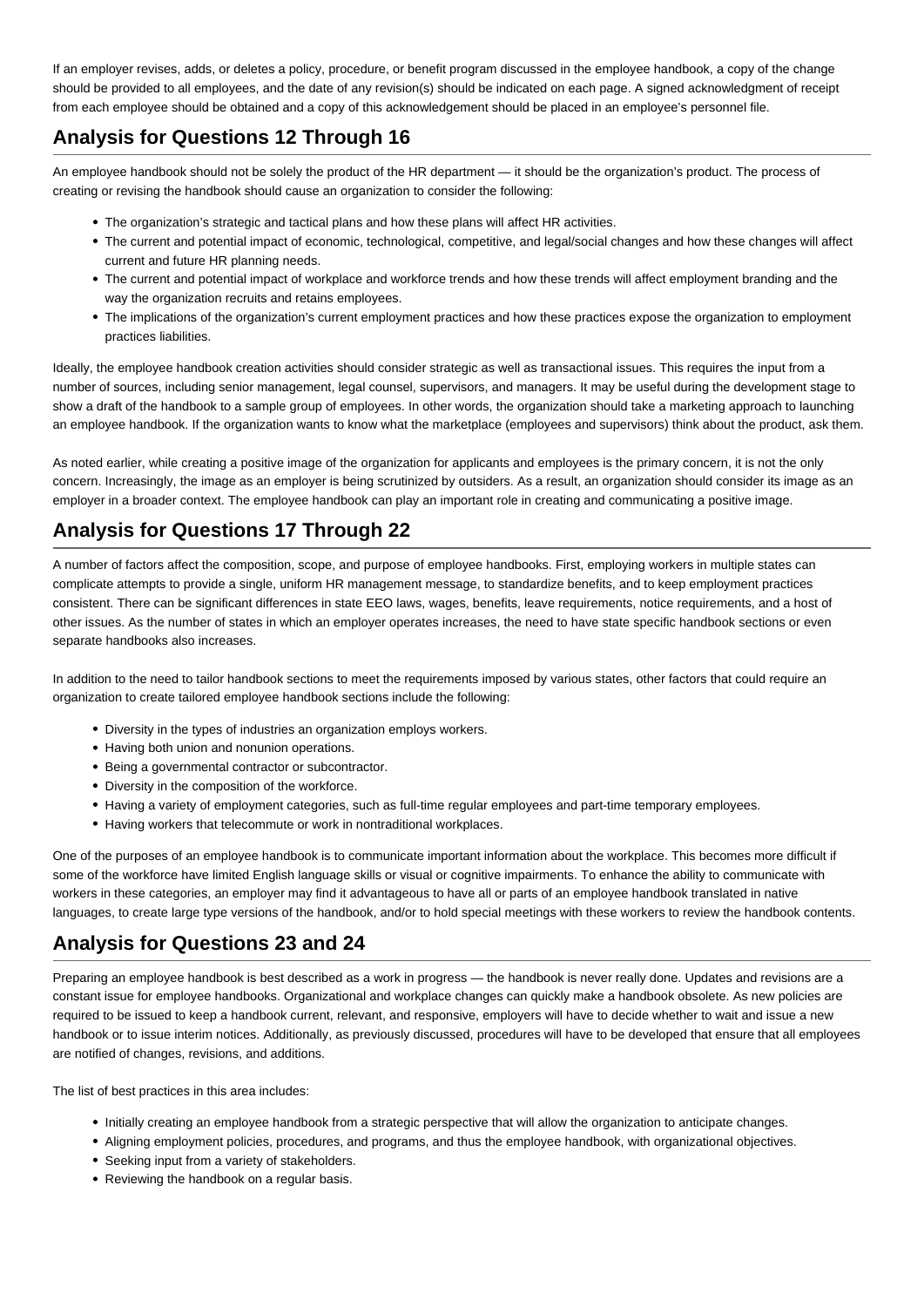If an employer revises, adds, or deletes a policy, procedure, or benefit program discussed in the employee handbook, a copy of the change should be provided to all employees, and the date of any revision(s) should be indicated on each page. A signed acknowledgment of receipt from each employee should be obtained and a copy of this acknowledgement should be placed in an employee's personnel file.

## Analysis for Questions 12 Through 16

An employee handbook should not be solely the product of the HR department — it should be the organization's product. The process of creating or revising the handbook should cause an organization to consider the following:

- The organization's strategic and tactical plans and how these plans will affect HR activities.
- The current and potential impact of economic, technological, competitive, and legal/social changes and how these changes will affect current and future HR planning needs.
- The current and potential impact of workplace and workforce trends and how these trends will affect employment branding and the way the organization recruits and retains employees.
- The implications of the organization's current employment practices and how these practices expose the organization to employment practices liabilities.

Ideally, the employee handbook creation activities should consider strategic as well as transactional issues. This requires the input from a number of sources, including senior management, legal counsel, supervisors, and managers. It may be useful during the development stage to show a draft of the handbook to a sample group of employees. In other words, the organization should take a marketing approach to launching an employee handbook. If the organization wants to know what the marketplace (employees and supervisors) think about the product, ask them.

As noted earlier, while creating a positive image of the organization for applicants and employees is the primary concern, it is not the only concern. Increasingly, the image as an employer is being scrutinized by outsiders. As a result, an organization should consider its image as an employer in a broader context. The employee handbook can play an important role in creating and communicating a positive image.

## Analysis for Questions 17 Through 22

A number of factors affect the composition, scope, and purpose of employee handbooks. First, employing workers in multiple states can complicate attempts to provide a single, uniform HR management message, to standardize benefits, and to keep employment practices consistent. There can be significant differences in state EEO laws, wages, benefits, leave requirements, notice requirements, and a host of other issues. As the number of states in which an employer operates increases, the need to have state specific handbook sections or even separate handbooks also increases.

In addition to the need to tailor handbook sections to meet the requirements imposed by various states, other factors that could require an organization to create tailored employee handbook sections include the following:

- Diversity in the types of industries an organization employs workers.
- Having both union and nonunion operations.
- Being a governmental contractor or subcontractor.
- Diversity in the composition of the workforce.
- Having a variety of employment categories, such as full-time regular employees and part-time temporary employees.
- Having workers that telecommute or work in nontraditional workplaces.

One of the purposes of an employee handbook is to communicate important information about the workplace. This becomes more difficult if some of the workforce have limited English language skills or visual or cognitive impairments. To enhance the ability to communicate with workers in these categories, an employer may find it advantageous to have all or parts of an employee handbook translated in native languages, to create large type versions of the handbook, and/or to hold special meetings with these workers to review the handbook contents.

## Analysis for Questions 23 and 24

Preparing an employee handbook is best described as a work in progress — the handbook is never really done. Updates and revisions are a constant issue for employee handbooks. Organizational and workplace changes can quickly make a handbook obsolete. As new policies are required to be issued to keep a handbook current, relevant, and responsive, employers will have to decide whether to wait and issue a new handbook or to issue interim notices. Additionally, as previously discussed, procedures will have to be developed that ensure that all employees are notified of changes, revisions, and additions.

The list of best practices in this area includes:

- Initially creating an employee handbook from a strategic perspective that will allow the organization to anticipate changes.
- Aligning employment policies, procedures, and programs, and thus the employee handbook, with organizational objectives.
- Seeking input from a variety of stakeholders.
- Reviewing the handbook on a regular basis.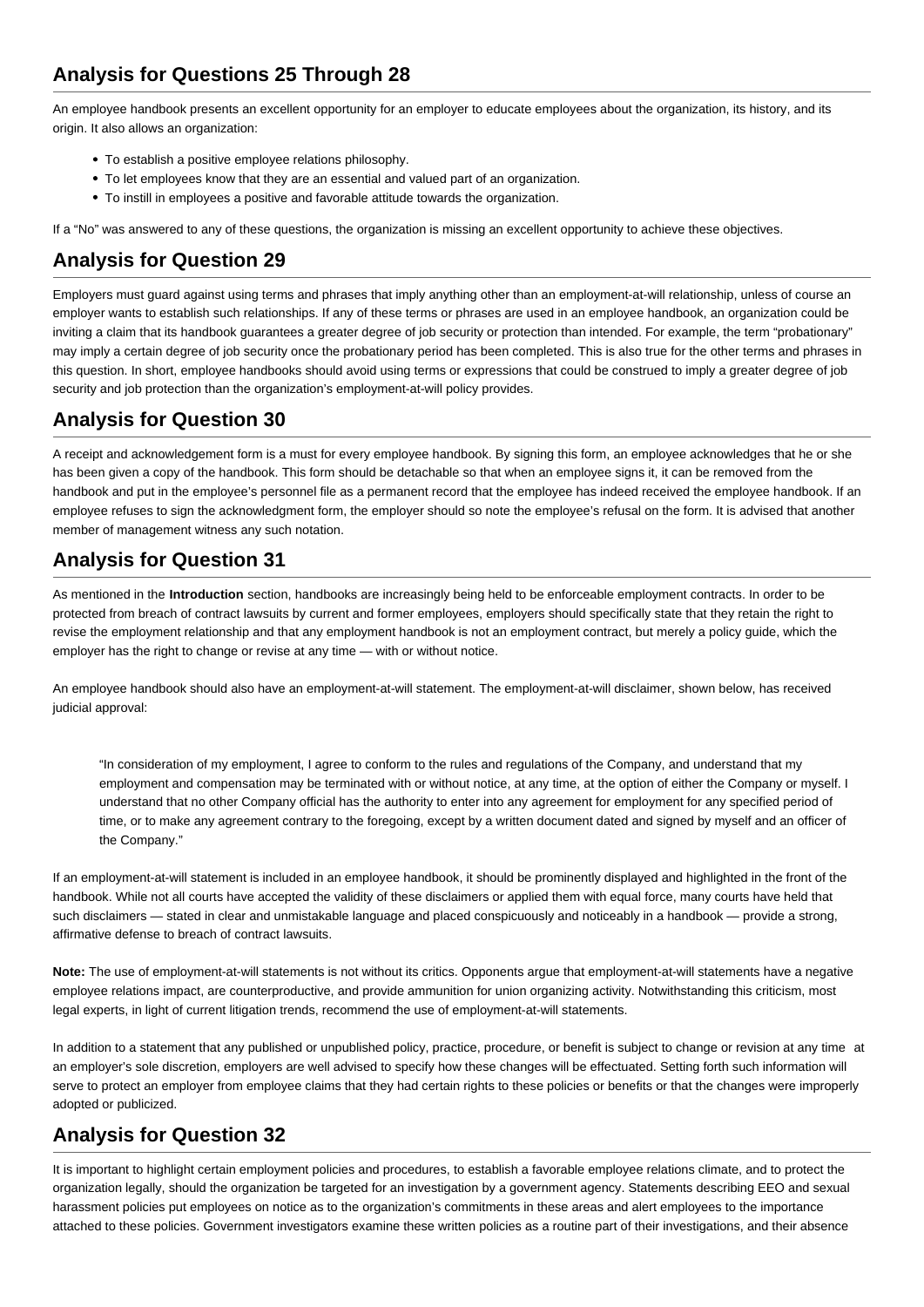## Analysis for Questions 25 Through 28

An employee handbook presents an excellent opportunity for an employer to educate employees about the organization, its history, and its origin. It also allows an organization:

- To establish a positive employee relations philosophy.
- To let employees know that they are an essential and valued part of an organization.
- To instill in employees a positive and favorable attitude towards the organization.

If a "No" was answered to any of these questions, the organization is missing an excellent opportunity to achieve these objectives.

## Analysis for Question 29

Employers must guard against using terms and phrases that imply anything other than an employment-at-will relationship, unless of course an employer wants to establish such relationships. If any of these terms or phrases are used in an employee handbook, an organization could be inviting a claim that its handbook guarantees a greater degree of job security or protection than intended. For example, the term "probationary" may imply a certain degree of job security once the probationary period has been completed. This is also true for the other terms and phrases in this question. In short, employee handbooks should avoid using terms or expressions that could be construed to imply a greater degree of job security and job protection than the organization's employment-at-will policy provides.

## Analysis for Question 30

A receipt and acknowledgement form is a must for every employee handbook. By signing this form, an employee acknowledges that he or she has been given a copy of the handbook. This form should be detachable so that when an employee signs it, it can be removed from the handbook and put in the employee's personnel file as a permanent record that the employee has indeed received the employee handbook. If an employee refuses to sign the acknowledgment form, the employer should so note the employee's refusal on the form. It is advised that another member of management witness any such notation.

## Analysis for Question 31

As mentioned in the **Introduction** section, handbooks are increasingly being held to be enforceable employment contracts. In order to be protected from breach of contract lawsuits by current and former employees, employers should specifically state that they retain the right to revise the employment relationship and that any employment handbook is not an employment contract, but merely a policy guide, which the employer has the right to change or revise at any time — with or without notice.

An employee handbook should also have an employment-at-will statement. The employment-at-will disclaimer, shown below, has received judicial approval:

> "In consideration of my employment, I agree to conform to the rules and regulations of the Company, and understand that my employment and compensation may be terminated with or without notice, at any time, at the option of either the Company or myself. I understand that no other Company official has the authority to enter into any agreement for employment for any specified period of time, or to make any agreement contrary to the foregoing, except by a written document dated and signed by myself and an officer of the Company."

If an employment-at-will statement is included in an employee handbook, it should be prominently displayed and highlighted in the front of the handbook. While not all courts have accepted the validity of these disclaimers or applied them with equal force, many courts have held that such disclaimers — stated in clear and unmistakable language and placed conspicuously and noticeably in a handbook — provide a strong, affirmative defense to breach of contract lawsuits.

**Note:** The use of employment-at-will statements is not without its critics. Opponents argue that employment-at-will statements have a negative employee relations impact, are counterproductive, and provide ammunition for union organizing activity. Notwithstanding this criticism, most legal experts, in light of current litigation trends, recommend the use of employment-at-will statements.

In addition to a statement that any published or unpublished policy, practice, procedure, or benefit is subject to change or revision at any time at an employer's sole discretion, employers are well advised to specify how these changes will be effectuated. Setting forth such information will serve to protect an employer from employee claims that they had certain rights to these policies or benefits or that the changes were improperly adopted or publicized.

## Analysis for Question 32

It is important to highlight certain employment policies and procedures, to establish a favorable employee relations climate, and to protect the organization legally, should the organization be targeted for an investigation by a government agency. Statements describing EEO and sexual harassment policies put employees on notice as to the organization's commitments in these areas and alert employees to the importance attached to these policies. Government investigators examine these written policies as a routine part of their investigations, and their absence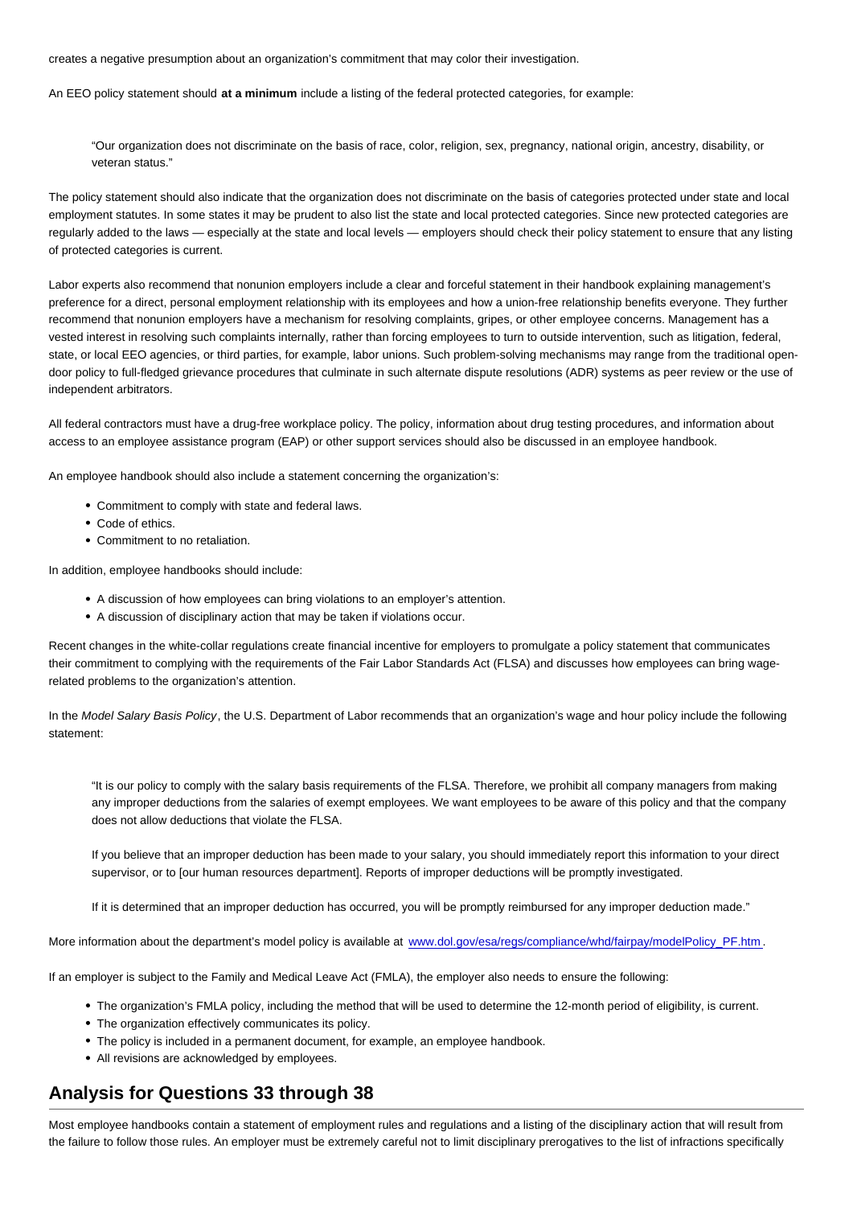creates a negative presumption about an organization's commitment that may color their investigation.

An EEO policy statement should **at a minimum** include a listing of the federal protected categories, for example:

> "Our organization does not discriminate on the basis of race, color, religion, sex, pregnancy, national origin, ancestry, disability, or veteran status."

The policy statement should also indicate that the organization does not discriminate on the basis of categories protected under state and local employment statutes. In some states it may be prudent to also list the state and local protected categories. Since new protected categories are regularly added to the laws — especially at the state and local levels — employers should check their policy statement to ensure that any listing of protected categories is current.

Labor experts also recommend that nonunion employers include a clear and forceful statement in their handbook explaining management's preference for a direct, personal employment relationship with its employees and how a union-free relationship benefits everyone. They further recommend that nonunion employers have a mechanism for resolving complaints, gripes, or other employee concerns. Management has a vested interest in resolving such complaints internally, rather than forcing employees to turn to outside intervention, such as litigation, federal, state, or local EEO agencies, or third parties, for example, labor unions. Such problem-solving mechanisms may range from the traditional open-door policy to full-fledged grievance procedures that culminate in such alternate dispute resolutions (ADR) systems as peer review or the use of independent arbitrators.

All federal contractors must have a drug-free workplace policy. The policy, information about drug testing procedures, and information about access to an employee assistance program (EAP) or other support services should also be discussed in an employee handbook.

An employee handbook should also include a statement concerning the organization's:

- Commitment to comply with state and federal laws.
- Code of ethics.
- Commitment to no retaliation.

In addition, employee handbooks should include:

- A discussion of how employees can bring violations to an employer's attention.
- A discussion of disciplinary action that may be taken if violations occur.

Recent changes in the white-collar regulations create financial incentive for employers to promulgate a policy statement that communicates their commitment to complying with the requirements of the Fair Labor Standards Act (FLSA) and discusses how employees can bring wage-related problems to the organization's attention.

In the *Model Salary Basis Policy*, the U.S. Department of Labor recommends that an organization's wage and hour policy include the following statement:

> "It is our policy to comply with the salary basis requirements of the FLSA. Therefore, we prohibit all company managers from making any improper deductions from the salaries of exempt employees. We want employees to be aware of this policy and that the company does not allow deductions that violate the FLSA.
>
> If you believe that an improper deduction has been made to your salary, you should immediately report this information to your direct supervisor, or to [our human resources department]. Reports of improper deductions will be promptly investigated.
>
> If it is determined that an improper deduction has occurred, you will be promptly reimbursed for any improper deduction made."

More information about the department's model policy is available at www.dol.gov/esa/regs/compliance/whd/fairpay/modelPolicy_PF.htm.

If an employer is subject to the Family and Medical Leave Act (FMLA), the employer also needs to ensure the following:

- The organization's FMLA policy, including the method that will be used to determine the 12-month period of eligibility, is current.
- The organization effectively communicates its policy.
- The policy is included in a permanent document, for example, an employee handbook.
- All revisions are acknowledged by employees.

## Analysis for Questions 33 through 38

Most employee handbooks contain a statement of employment rules and regulations and a listing of the disciplinary action that will result from the failure to follow those rules. An employer must be extremely careful not to limit disciplinary prerogatives to the list of infractions specifically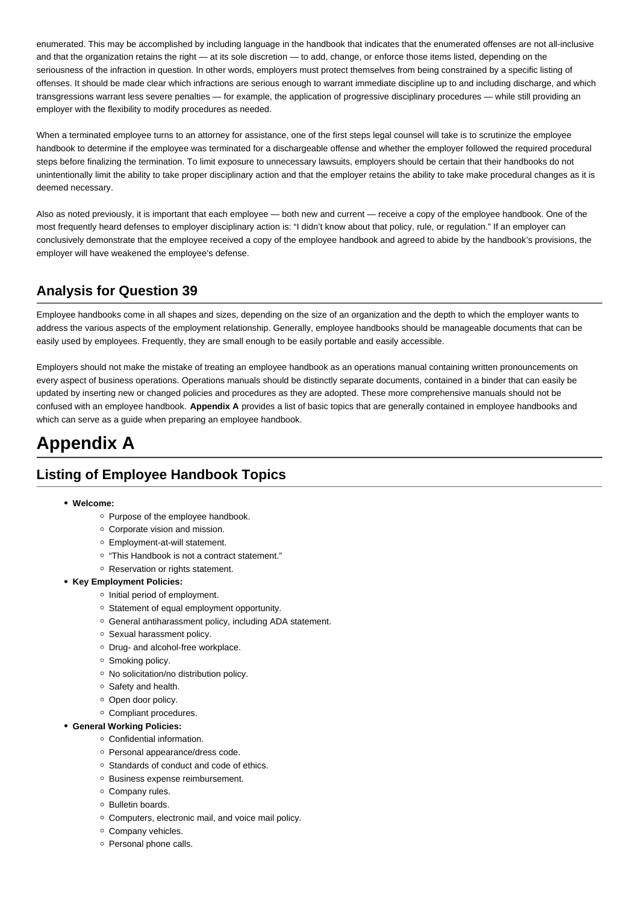enumerated. This may be accomplished by including language in the handbook that indicates that the enumerated offenses are not all-inclusive and that the organization retains the right — at its sole discretion — to add, change, or enforce those items listed, depending on the seriousness of the infraction in question. In other words, employers must protect themselves from being constrained by a specific listing of offenses. It should be made clear which infractions are serious enough to warrant immediate discipline up to and including discharge, and which transgressions warrant less severe penalties — for example, the application of progressive disciplinary procedures — while still providing an employer with the flexibility to modify procedures as needed.

When a terminated employee turns to an attorney for assistance, one of the first steps legal counsel will take is to scrutinize the employee handbook to determine if the employee was terminated for a dischargeable offense and whether the employer followed the required procedural steps before finalizing the termination. To limit exposure to unnecessary lawsuits, employers should be certain that their handbooks do not unintentionally limit the ability to take proper disciplinary action and that the employer retains the ability to take make procedural changes as it is deemed necessary.

Also as noted previously, it is important that each employee — both new and current — receive a copy of the employee handbook. One of the most frequently heard defenses to employer disciplinary action is: "I didn't know about that policy, rule, or regulation." If an employer can conclusively demonstrate that the employee received a copy of the employee handbook and agreed to abide by the handbook's provisions, the employer will have weakened the employee's defense.

## Analysis for Question 39

Employee handbooks come in all shapes and sizes, depending on the size of an organization and the depth to which the employer wants to address the various aspects of the employment relationship. Generally, employee handbooks should be manageable documents that can be easily used by employees. Frequently, they are small enough to be easily portable and easily accessible.

Employers should not make the mistake of treating an employee handbook as an operations manual containing written pronouncements on every aspect of business operations. Operations manuals should be distinctly separate documents, contained in a binder that can easily be updated by inserting new or changed policies and procedures as they are adopted. These more comprehensive manuals should not be confused with an employee handbook. **Appendix A** provides a list of basic topics that are generally contained in employee handbooks and which can serve as a guide when preparing an employee handbook.

# Appendix A

## Listing of Employee Handbook Topics

- **Welcome:**
  - Purpose of the employee handbook.
  - Corporate vision and mission.
  - Employment-at-will statement.
  - "This Handbook is not a contract statement."
  - Reservation or rights statement.
- **Key Employment Policies:**
  - Initial period of employment.
  - Statement of equal employment opportunity.
  - General antiharassment policy, including ADA statement.
  - Sexual harassment policy.
  - Drug- and alcohol-free workplace.
  - Smoking policy.
  - No solicitation/no distribution policy.
  - Safety and health.
  - Open door policy.
  - Compliant procedures.
- **General Working Policies:**
  - Confidential information.
  - Personal appearance/dress code.
  - Standards of conduct and code of ethics.
  - Business expense reimbursement.
  - Company rules.
  - Bulletin boards.
  - Computers, electronic mail, and voice mail policy.
  - Company vehicles.
  - Personal phone calls.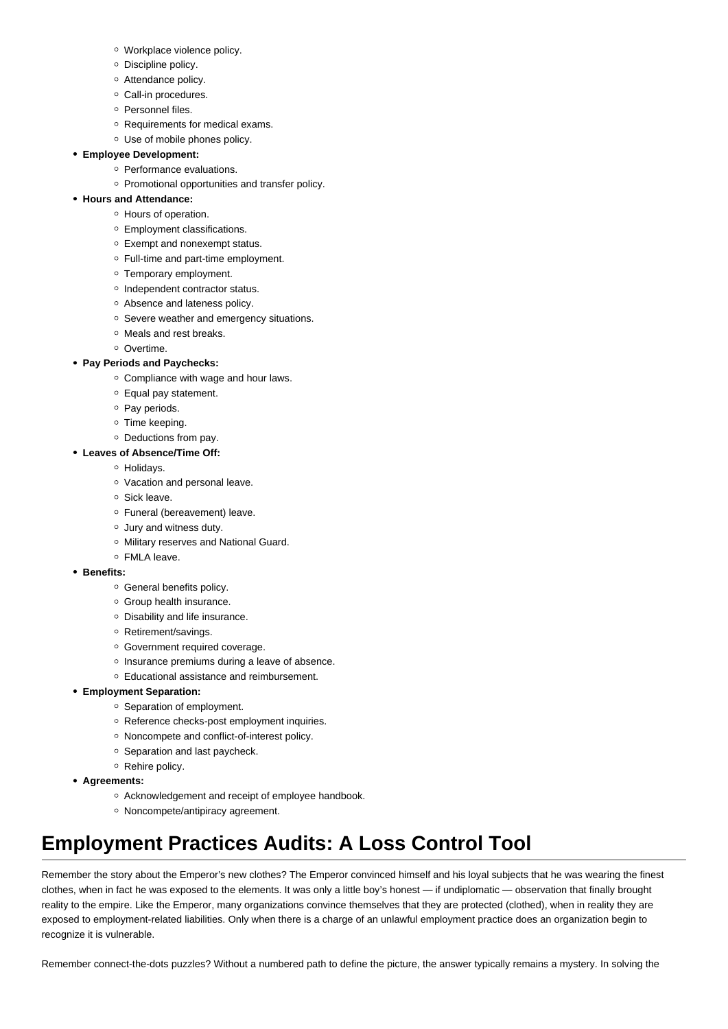- Workplace violence policy.
  - Discipline policy.
  - Attendance policy.
  - Call-in procedures.
  - Personnel files.
  - Requirements for medical exams.
  - Use of mobile phones policy.
- **Employee Development:**
  - Performance evaluations.
  - Promotional opportunities and transfer policy.
- **Hours and Attendance:**
  - Hours of operation.
  - Employment classifications.
  - Exempt and nonexempt status.
  - Full-time and part-time employment.
  - Temporary employment.
  - Independent contractor status.
  - Absence and lateness policy.
  - Severe weather and emergency situations.
  - Meals and rest breaks.
  - Overtime.
- **Pay Periods and Paychecks:**
  - Compliance with wage and hour laws.
  - Equal pay statement.
  - Pay periods.
  - Time keeping.
  - Deductions from pay.
- **Leaves of Absence/Time Off:**
  - Holidays.
  - Vacation and personal leave.
  - Sick leave.
  - Funeral (bereavement) leave.
  - Jury and witness duty.
  - Military reserves and National Guard.
  - FMLA leave.
- **Benefits:**
  - General benefits policy.
  - Group health insurance.
  - Disability and life insurance.
  - Retirement/savings.
  - Government required coverage.
  - Insurance premiums during a leave of absence.
  - Educational assistance and reimbursement.
- **Employment Separation:**
  - Separation of employment.
  - Reference checks-post employment inquiries.
  - Noncompete and conflict-of-interest policy.
  - Separation and last paycheck.
  - Rehire policy.
- **Agreements:**
  - Acknowledgement and receipt of employee handbook.
  - Noncompete/antipiracy agreement.

## Employment Practices Audits: A Loss Control Tool

Remember the story about the Emperor's new clothes? The Emperor convinced himself and his loyal subjects that he was wearing the finest clothes, when in fact he was exposed to the elements. It was only a little boy's honest — if undiplomatic — observation that finally brought reality to the empire. Like the Emperor, many organizations convince themselves that they are protected (clothed), when in reality they are exposed to employment-related liabilities. Only when there is a charge of an unlawful employment practice does an organization begin to recognize it is vulnerable.

Remember connect-the-dots puzzles? Without a numbered path to define the picture, the answer typically remains a mystery. In solving the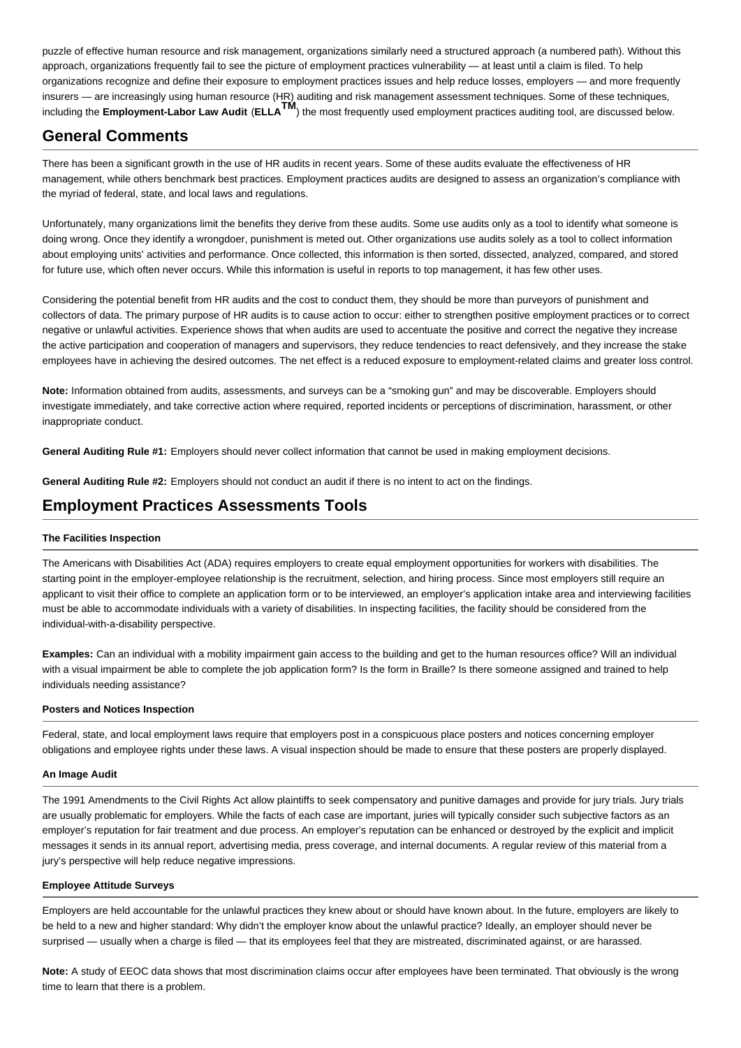puzzle of effective human resource and risk management, organizations similarly need a structured approach (a numbered path). Without this approach, organizations frequently fail to see the picture of employment practices vulnerability — at least until a claim is filed. To help organizations recognize and define their exposure to employment practices issues and help reduce losses, employers — and more frequently insurers — are increasingly using human resource (HR) auditing and risk management assessment techniques. Some of these techniques, including the **Employment-Labor Law Audit** (**ELLA**™) the most frequently used employment practices auditing tool, are discussed below.

## General Comments

There has been a significant growth in the use of HR audits in recent years. Some of these audits evaluate the effectiveness of HR management, while others benchmark best practices. Employment practices audits are designed to assess an organization's compliance with the myriad of federal, state, and local laws and regulations.

Unfortunately, many organizations limit the benefits they derive from these audits. Some use audits only as a tool to identify what someone is doing wrong. Once they identify a wrongdoer, punishment is meted out. Other organizations use audits solely as a tool to collect information about employing units' activities and performance. Once collected, this information is then sorted, dissected, analyzed, compared, and stored for future use, which often never occurs. While this information is useful in reports to top management, it has few other uses.

Considering the potential benefit from HR audits and the cost to conduct them, they should be more than purveyors of punishment and collectors of data. The primary purpose of HR audits is to cause action to occur: either to strengthen positive employment practices or to correct negative or unlawful activities. Experience shows that when audits are used to accentuate the positive and correct the negative they increase the active participation and cooperation of managers and supervisors, they reduce tendencies to react defensively, and they increase the stake employees have in achieving the desired outcomes. The net effect is a reduced exposure to employment-related claims and greater loss control.

**Note:** Information obtained from audits, assessments, and surveys can be a "smoking gun" and may be discoverable. Employers should investigate immediately, and take corrective action where required, reported incidents or perceptions of discrimination, harassment, or other inappropriate conduct.

**General Auditing Rule #1:** Employers should never collect information that cannot be used in making employment decisions.

**General Auditing Rule #2:** Employers should not conduct an audit if there is no intent to act on the findings.

## Employment Practices Assessments Tools

#### The Facilities Inspection

The Americans with Disabilities Act (ADA) requires employers to create equal employment opportunities for workers with disabilities. The starting point in the employer-employee relationship is the recruitment, selection, and hiring process. Since most employers still require an applicant to visit their office to complete an application form or to be interviewed, an employer's application intake area and interviewing facilities must be able to accommodate individuals with a variety of disabilities. In inspecting facilities, the facility should be considered from the individual-with-a-disability perspective.

**Examples:** Can an individual with a mobility impairment gain access to the building and get to the human resources office? Will an individual with a visual impairment be able to complete the job application form? Is the form in Braille? Is there someone assigned and trained to help individuals needing assistance?

#### Posters and Notices Inspection

Federal, state, and local employment laws require that employers post in a conspicuous place posters and notices concerning employer obligations and employee rights under these laws. A visual inspection should be made to ensure that these posters are properly displayed.

#### An Image Audit

The 1991 Amendments to the Civil Rights Act allow plaintiffs to seek compensatory and punitive damages and provide for jury trials. Jury trials are usually problematic for employers. While the facts of each case are important, juries will typically consider such subjective factors as an employer's reputation for fair treatment and due process. An employer's reputation can be enhanced or destroyed by the explicit and implicit messages it sends in its annual report, advertising media, press coverage, and internal documents. A regular review of this material from a jury's perspective will help reduce negative impressions.

#### Employee Attitude Surveys

Employers are held accountable for the unlawful practices they knew about or should have known about. In the future, employers are likely to be held to a new and higher standard: Why didn't the employer know about the unlawful practice? Ideally, an employer should never be surprised — usually when a charge is filed — that its employees feel that they are mistreated, discriminated against, or are harassed.

**Note:** A study of EEOC data shows that most discrimination claims occur after employees have been terminated. That obviously is the wrong time to learn that there is a problem.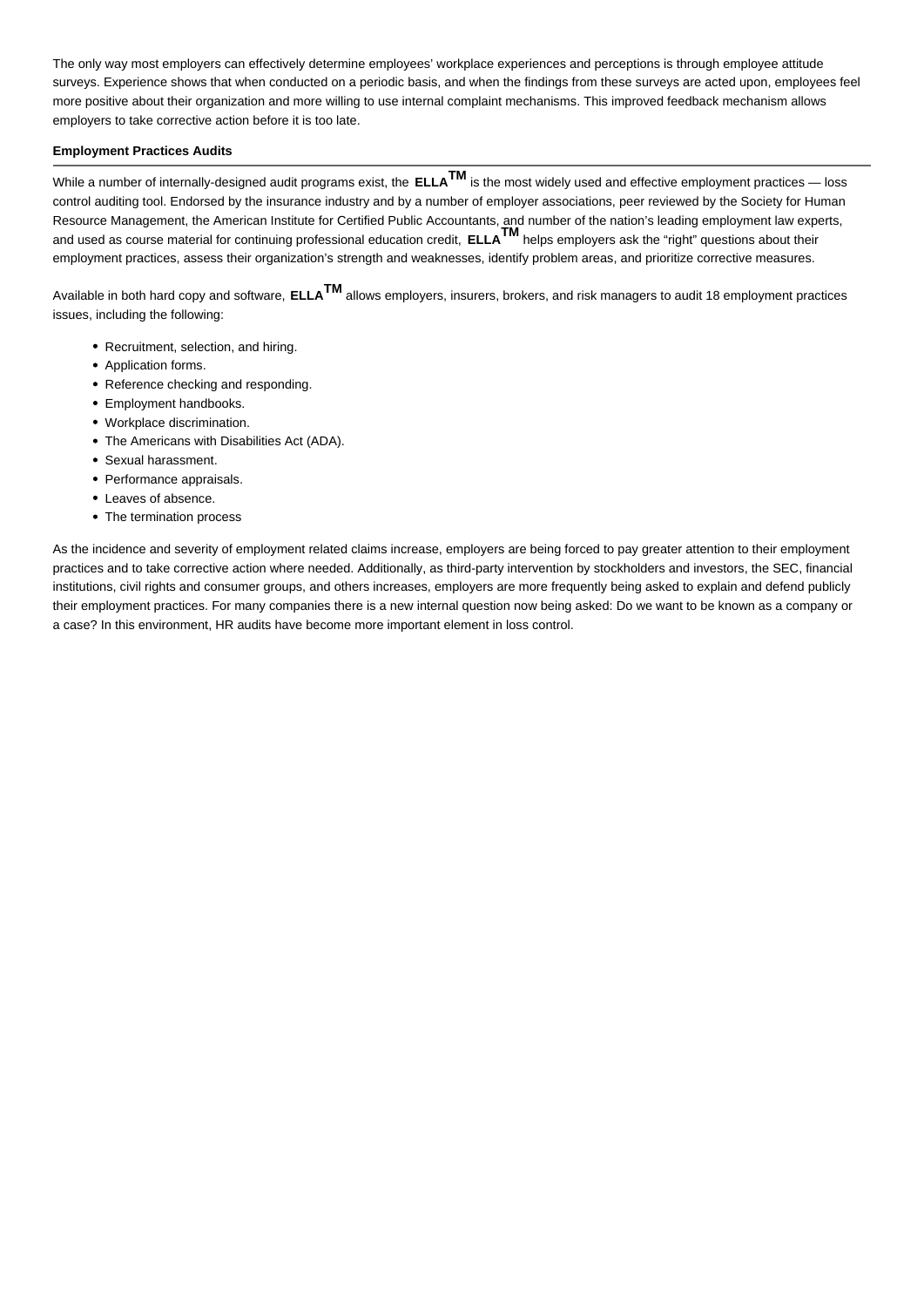The only way most employers can effectively determine employees' workplace experiences and perceptions is through employee attitude surveys. Experience shows that when conducted on a periodic basis, and when the findings from these surveys are acted upon, employees feel more positive about their organization and more willing to use internal complaint mechanisms. This improved feedback mechanism allows employers to take corrective action before it is too late.

**Employment Practices Audits**

While a number of internally-designed audit programs exist, the **ELLA™** is the most widely used and effective employment practices — loss control auditing tool. Endorsed by the insurance industry and by a number of employer associations, peer reviewed by the Society for Human Resource Management, the American Institute for Certified Public Accountants, and number of the nation's leading employment law experts, and used as course material for continuing professional education credit, **ELLA™** helps employers ask the "right" questions about their employment practices, assess their organization's strength and weaknesses, identify problem areas, and prioritize corrective measures.

Available in both hard copy and software, **ELLA™** allows employers, insurers, brokers, and risk managers to audit 18 employment practices issues, including the following:

- Recruitment, selection, and hiring.
- Application forms.
- Reference checking and responding.
- Employment handbooks.
- Workplace discrimination.
- The Americans with Disabilities Act (ADA).
- Sexual harassment.
- Performance appraisals.
- Leaves of absence.
- The termination process

As the incidence and severity of employment related claims increase, employers are being forced to pay greater attention to their employment practices and to take corrective action where needed. Additionally, as third-party intervention by stockholders and investors, the SEC, financial institutions, civil rights and consumer groups, and others increases, employers are more frequently being asked to explain and defend publicly their employment practices. For many companies there is a new internal question now being asked: Do we want to be known as a company or a case? In this environment, HR audits have become more important element in loss control.